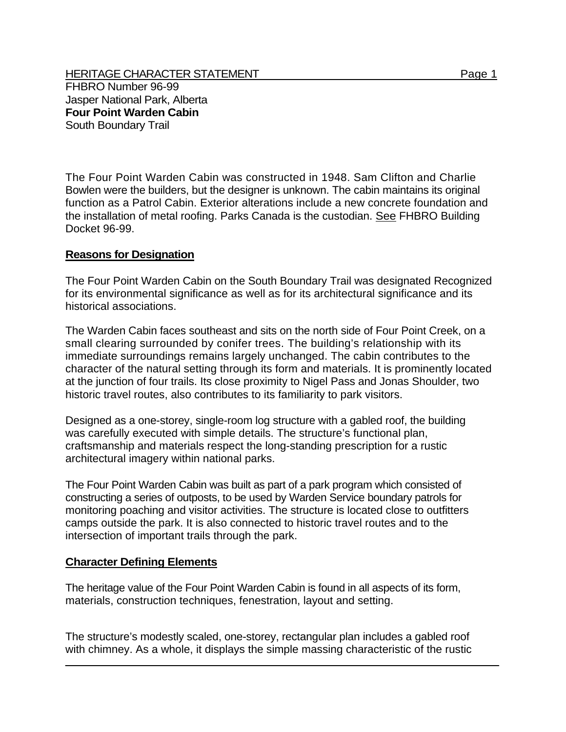HERITAGE CHARACTER STATEMENT

FHBRO Number 96-99
Jasper National Park, Alberta
**Four Point Warden Cabin**
South Boundary Trail

The Four Point Warden Cabin was constructed in 1948. Sam Clifton and Charlie Bowlen were the builders, but the designer is unknown. The cabin maintains its original function as a Patrol Cabin. Exterior alterations include a new concrete foundation and the installation of metal roofing. Parks Canada is the custodian. See FHBRO Building Docket 96-99.

## Reasons for Designation

The Four Point Warden Cabin on the South Boundary Trail was designated Recognized for its environmental significance as well as for its architectural significance and its historical associations.

The Warden Cabin faces southeast and sits on the north side of Four Point Creek, on a small clearing surrounded by conifer trees. The building's relationship with its immediate surroundings remains largely unchanged. The cabin contributes to the character of the natural setting through its form and materials. It is prominently located at the junction of four trails. Its close proximity to Nigel Pass and Jonas Shoulder, two historic travel routes, also contributes to its familiarity to park visitors.

Designed as a one-storey, single-room log structure with a gabled roof, the building was carefully executed with simple details. The structure's functional plan, craftsmanship and materials respect the long-standing prescription for a rustic architectural imagery within national parks.

The Four Point Warden Cabin was built as part of a park program which consisted of constructing a series of outposts, to be used by Warden Service boundary patrols for monitoring poaching and visitor activities. The structure is located close to outfitters camps outside the park. It is also connected to historic travel routes and to the intersection of important trails through the park.

## Character Defining Elements

The heritage value of the Four Point Warden Cabin is found in all aspects of its form, materials, construction techniques, fenestration, layout and setting.

The structure's modestly scaled, one-storey, rectangular plan includes a gabled roof with chimney. As a whole, it displays the simple massing characteristic of the rustic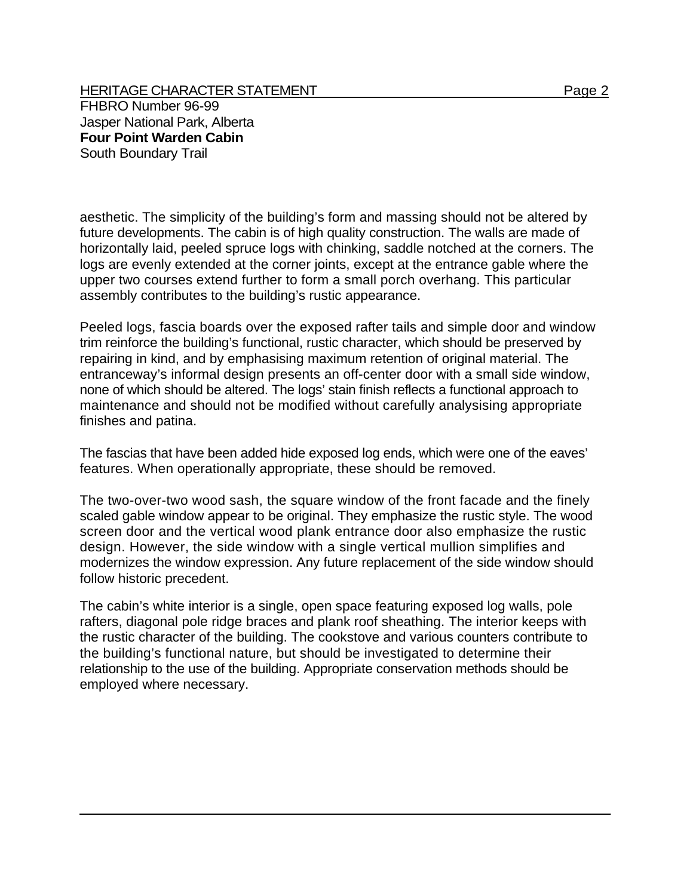aesthetic. The simplicity of the building's form and massing should not be altered by future developments. The cabin is of high quality construction. The walls are made of horizontally laid, peeled spruce logs with chinking, saddle notched at the corners. The logs are evenly extended at the corner joints, except at the entrance gable where the upper two courses extend further to form a small porch overhang. This particular assembly contributes to the building's rustic appearance.

Peeled logs, fascia boards over the exposed rafter tails and simple door and window trim reinforce the building's functional, rustic character, which should be preserved by repairing in kind, and by emphasising maximum retention of original material. The entranceway's informal design presents an off-center door with a small side window, none of which should be altered. The logs' stain finish reflects a functional approach to maintenance and should not be modified without carefully analysising appropriate finishes and patina.

The fascias that have been added hide exposed log ends, which were one of the eaves' features. When operationally appropriate, these should be removed.

The two-over-two wood sash, the square window of the front facade and the finely scaled gable window appear to be original. They emphasize the rustic style. The wood screen door and the vertical wood plank entrance door also emphasize the rustic design. However, the side window with a single vertical mullion simplifies and modernizes the window expression. Any future replacement of the side window should follow historic precedent.

The cabin's white interior is a single, open space featuring exposed log walls, pole rafters, diagonal pole ridge braces and plank roof sheathing. The interior keeps with the rustic character of the building. The cookstove and various counters contribute to the building's functional nature, but should be investigated to determine their relationship to the use of the building. Appropriate conservation methods should be employed where necessary.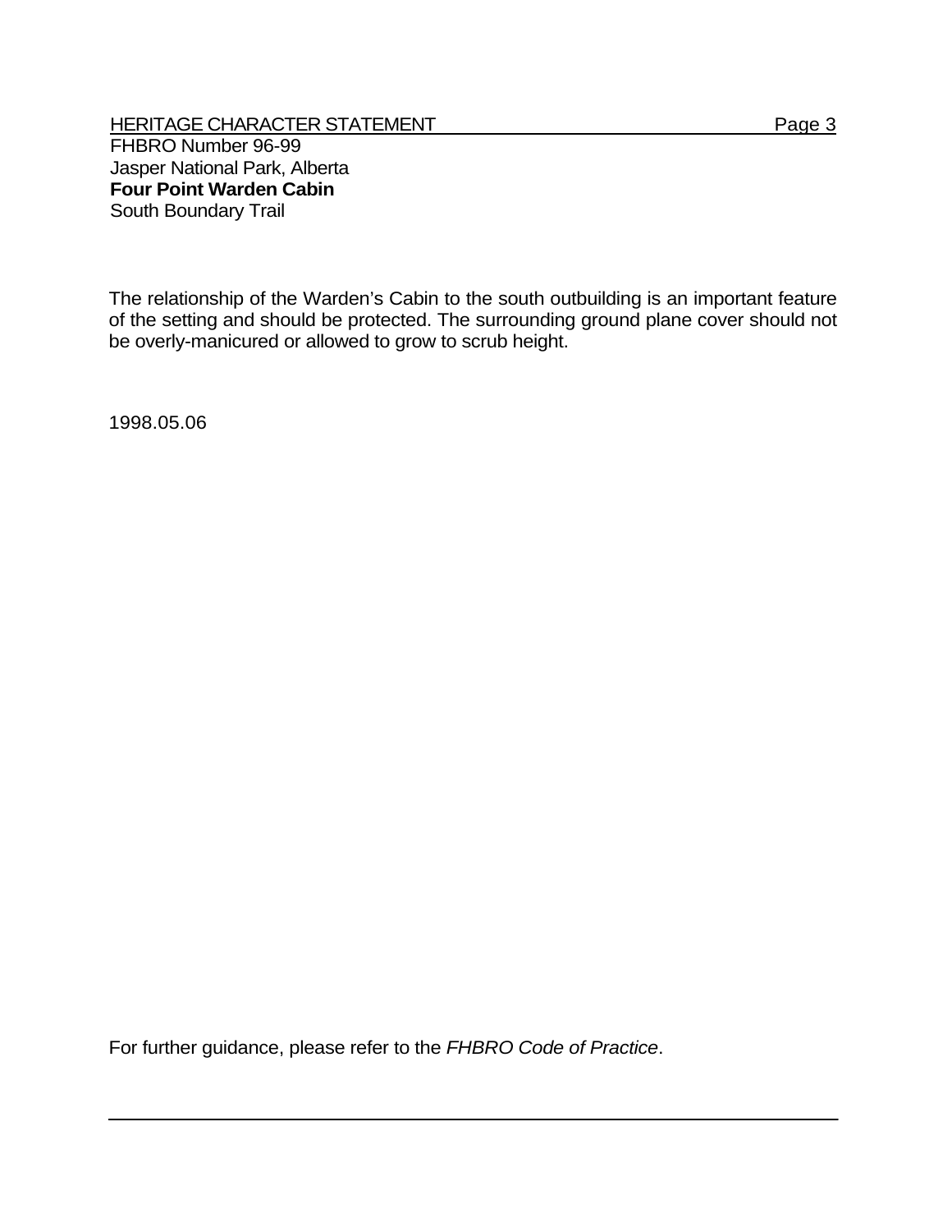The relationship of the Warden's Cabin to the south outbuilding is an important feature of the setting and should be protected. The surrounding ground plane cover should not be overly-manicured or allowed to grow to scrub height.

1998.05.06

For further guidance, please refer to the *FHBRO Code of Practice*.